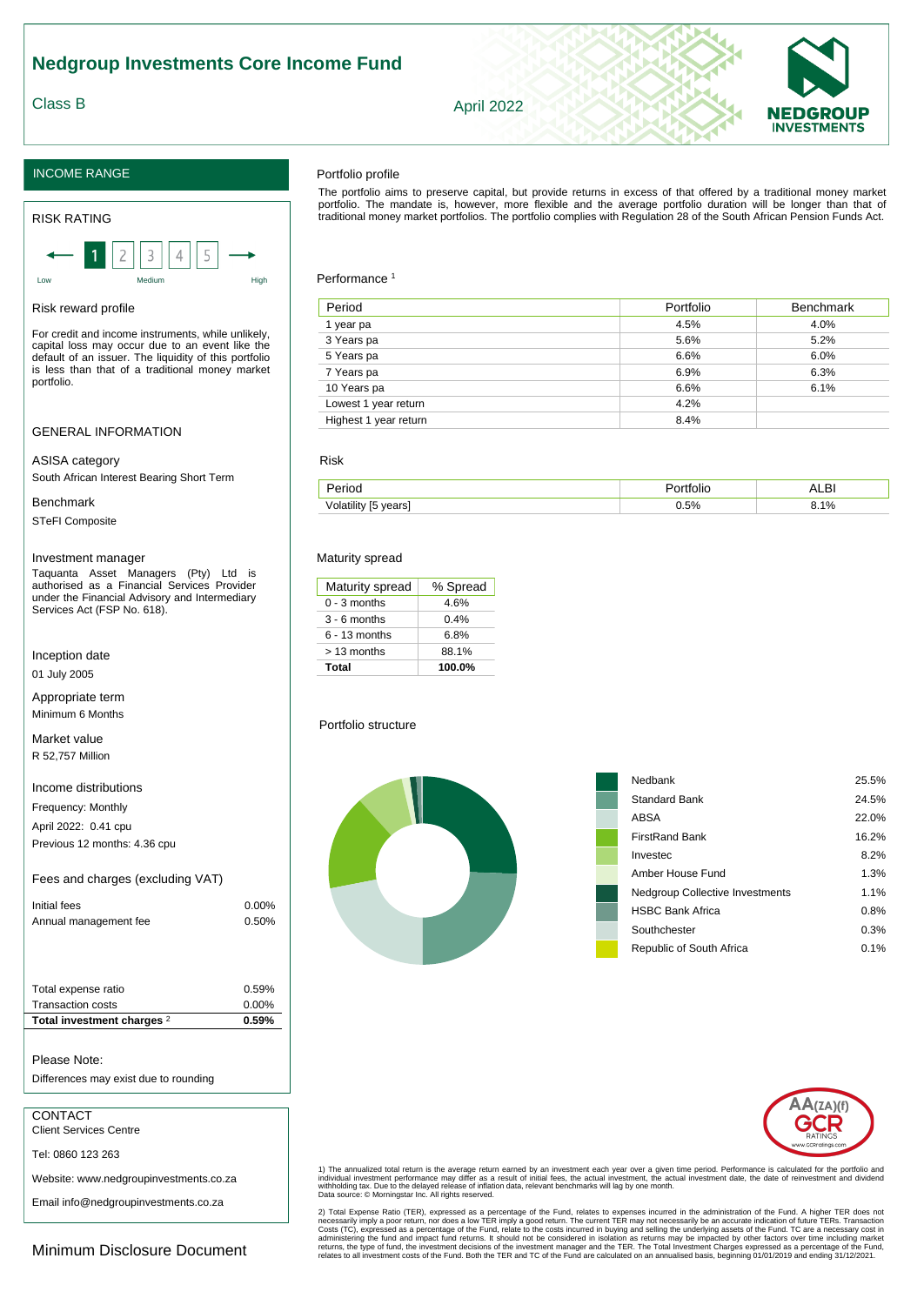# Nedgroup Investments Core Income Fund

Class B

April 2022

NEDGROUP INVESTMENTS

## INCOME RANGE

### RISK RATING

1 2 3 4 5

Low — Medium — High

### Risk reward profile

For credit and income instruments, while unlikely, capital loss may occur due to an event like the default of an issuer. The liquidity of this portfolio is less than that of a traditional money market portfolio.

### GENERAL INFORMATION

**ASISA category**

South African Interest Bearing Short Term

**Benchmark**

STeFI Composite

**Investment manager**

Taquanta Asset Managers (Pty) Ltd is authorised as a Financial Services Provider under the Financial Advisory and Intermediary Services Act (FSP No. 618).

**Inception date**

01 July 2005

**Appropriate term**

Minimum 6 Months

**Market value**

R 52,757 Million

**Income distributions**

Frequency: Monthly

April 2022: 0.41 cpu

Previous 12 months: 4.36 cpu

### Fees and charges (excluding VAT)

| | |
|---|---|
| Initial fees | 0.00% |
| Annual management fee | 0.50% |

| | |
|---|---|
| Total expense ratio | 0.59% |
| Transaction costs | 0.00% |
| **Total investment charges** [2] | **0.59%** |

Please Note:

Differences may exist due to rounding

### CONTACT

Client Services Centre

Tel: 0860 123 263

Website: www.nedgroupinvestments.co.za

Email info@nedgroupinvestments.co.za

Minimum Disclosure Document

### Portfolio profile

The portfolio aims to preserve capital, but provide returns in excess of that offered by a traditional money market portfolio. The mandate is, however, more flexible and the average portfolio duration will be longer than that of traditional money market portfolios. The portfolio complies with Regulation 28 of the South African Pension Funds Act.

### Performance [1]

| Period | Portfolio | Benchmark |
|---|---|---|
| 1 year pa | 4.5% | 4.0% |
| 3 Years pa | 5.6% | 5.2% |
| 5 Years pa | 6.6% | 6.0% |
| 7 Years pa | 6.9% | 6.3% |
| 10 Years pa | 6.6% | 6.1% |
| Lowest 1 year return | 4.2% | |
| Highest 1 year return | 8.4% | |

### Risk

| Period | Portfolio | ALBI |
|---|---|---|
| Volatility [5 years] | 0.5% | 8.1% |

### Maturity spread

| Maturity spread | % Spread |
|---|---|
| 0 - 3 months | 4.6% |
| 3 - 6 months | 0.4% |
| 6 - 13 months | 6.8% |
| > 13 months | 88.1% |
| **Total** | **100.0%** |

### Portfolio structure

| | |
|---|---|
| Nedbank | 25.5% |
| Standard Bank | 24.5% |
| ABSA | 22.0% |
| FirstRand Bank | 16.2% |
| Investec | 8.2% |
| Amber House Fund | 1.3% |
| Nedgroup Collective Investments | 1.1% |
| HSBC Bank Africa | 0.8% |
| Southchester | 0.3% |
| Republic of South Africa | 0.1% |

AA(ZA)(f) GCR RATINGS www.GCRratings.com

1) The annualized total return is the average return earned by an investment each year over a given time period. Performance is calculated for the portfolio and individual investment performance may differ as a result of initial fees, the actual investment, the actual investment date, the date of reinvestment and dividend withholding tax. Due to the delayed release of inflation data, relevant benchmarks will lag by one month.
Data source: © Morningstar Inc. All rights reserved.

2) Total Expense Ratio (TER), expressed as a percentage of the Fund, relates to expenses incurred in the administration of the Fund. A higher TER does not necessarily imply a poor return, nor does a low TER imply a good return. The current TER may not necessarily be an accurate indication of future TERs. Transaction Costs (TC), expressed as a percentage of the Fund, relate to the costs incurred in buying and selling the underlying assets of the Fund. TC are a necessary cost in administering the fund and impact fund returns. It should not be considered in isolation as returns may be impacted by other factors over time including market returns, the type of fund, the investment decisions of the investment manager and the TER. The Total Investment Charges expressed as a percentage of the Fund, relates to all investment costs of the Fund. Both the TER and TC of the Fund are calculated on an annualised basis, beginning 01/01/2019 and ending 31/12/2021.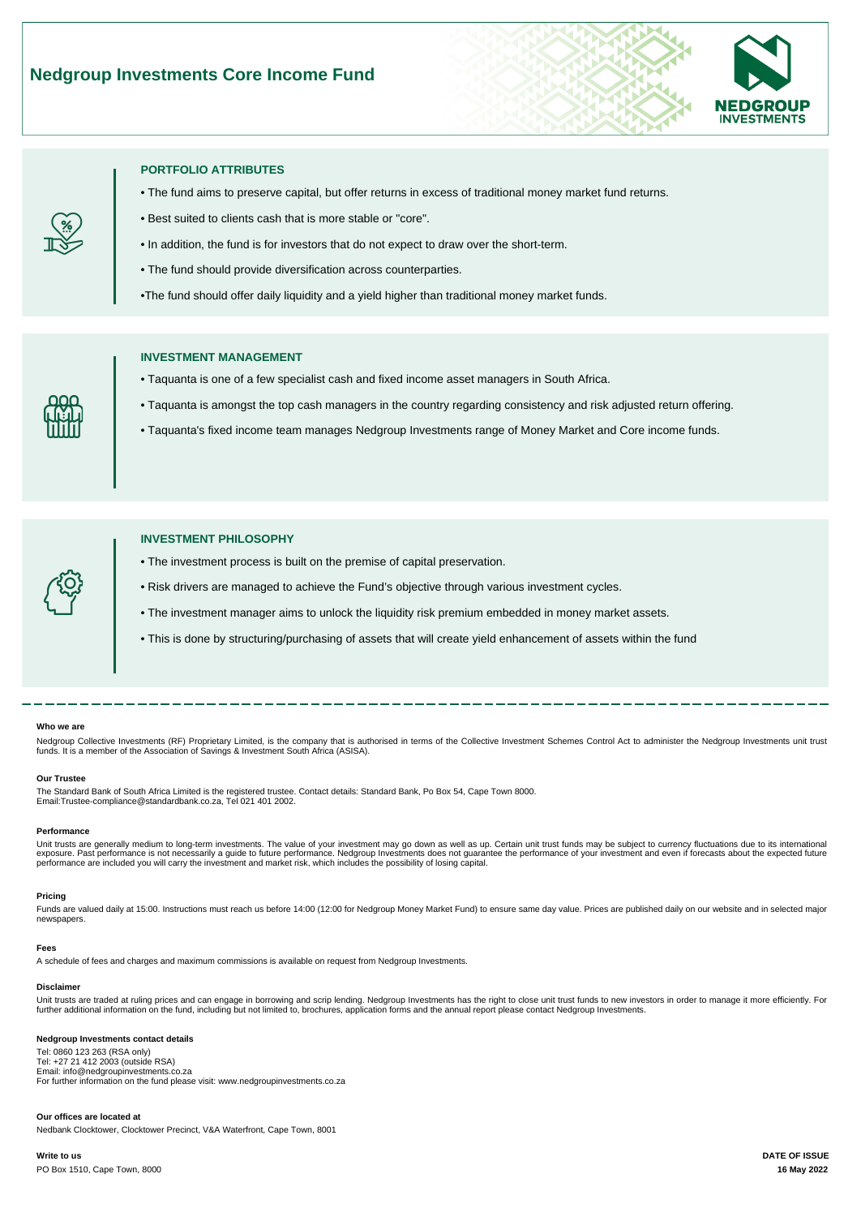# Nedgroup Investments Core Income Fund

## PORTFOLIO ATTRIBUTES

- The fund aims to preserve capital, but offer returns in excess of traditional money market fund returns.
- Best suited to clients cash that is more stable or "core".
- In addition, the fund is for investors that do not expect to draw over the short-term.
- The fund should provide diversification across counterparties.
- The fund should offer daily liquidity and a yield higher than traditional money market funds.

## INVESTMENT MANAGEMENT

- Taquanta is one of a few specialist cash and fixed income asset managers in South Africa.
- Taquanta is amongst the top cash managers in the country regarding consistency and risk adjusted return offering.
- Taquanta's fixed income team manages Nedgroup Investments range of Money Market and Core income funds.

## INVESTMENT PHILOSOPHY

- The investment process is built on the premise of capital preservation.
- Risk drivers are managed to achieve the Fund's objective through various investment cycles.
- The investment manager aims to unlock the liquidity risk premium embedded in money market assets.
- This is done by structuring/purchasing of assets that will create yield enhancement of assets within the fund

---

**Who we are**

Nedgroup Collective Investments (RF) Proprietary Limited, is the company that is authorised in terms of the Collective Investment Schemes Control Act to administer the Nedgroup Investments unit trust funds. It is a member of the Association of Savings & Investment South Africa (ASISA).

**Our Trustee**

The Standard Bank of South Africa Limited is the registered trustee. Contact details: Standard Bank, Po Box 54, Cape Town 8000.
Email:Trustee-compliance@standardbank.co.za, Tel 021 401 2002.

**Performance**

Unit trusts are generally medium to long-term investments. The value of your investment may go down as well as up. Certain unit trust funds may be subject to currency fluctuations due to its international exposure. Past performance is not necessarily a guide to future performance. Nedgroup Investments does not guarantee the performance of your investment and even if forecasts about the expected future performance are included you will carry the investment and market risk, which includes the possibility of losing capital.

**Pricing**

Funds are valued daily at 15:00. Instructions must reach us before 14:00 (12:00 for Nedgroup Money Market Fund) to ensure same day value. Prices are published daily on our website and in selected major newspapers.

**Fees**

A schedule of fees and charges and maximum commissions is available on request from Nedgroup Investments.

**Disclaimer**

Unit trusts are traded at ruling prices and can engage in borrowing and scrip lending. Nedgroup Investments has the right to close unit trust funds to new investors in order to manage it more efficiently. For further additional information on the fund, including but not limited to, brochures, application forms and the annual report please contact Nedgroup Investments.

**Nedgroup Investments contact details**

Tel: 0860 123 263 (RSA only)
Tel: +27 21 412 2003 (outside RSA)
Email: info@nedgroupinvestments.co.za
For further information on the fund please visit: www.nedgroupinvestments.co.za

**Our offices are located at**

Nedbank Clocktower, Clocktower Precinct, V&A Waterfront, Cape Town, 8001

**Write to us**

PO Box 1510, Cape Town, 8000

**DATE OF ISSUE**
**16 May 2022**